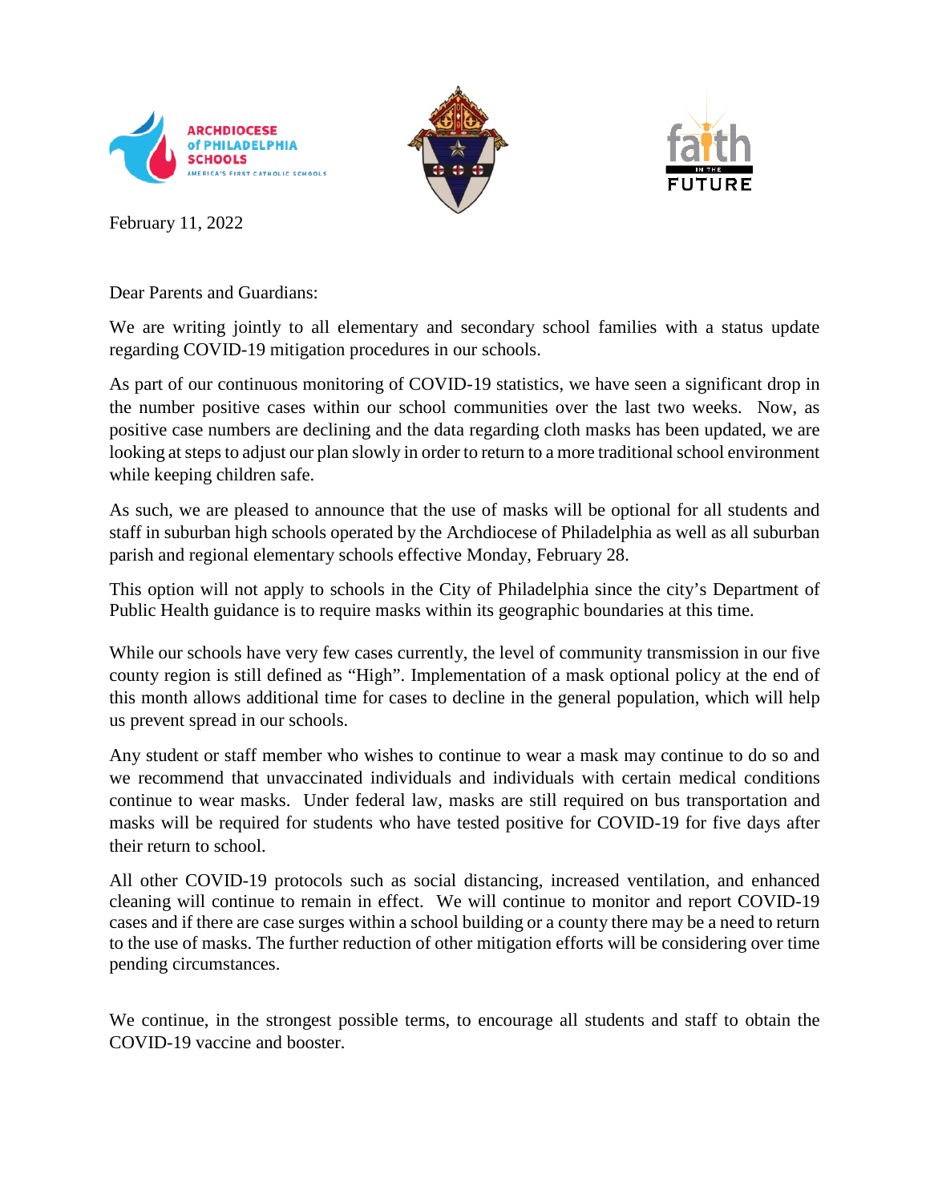ARCHDIOCESE of PHILADELPHIA SCHOOLS
AMERICA'S FIRST CATHOLIC SCHOOLS

faith IN THE FUTURE

February 11, 2022

Dear Parents and Guardians:

We are writing jointly to all elementary and secondary school families with a status update regarding COVID-19 mitigation procedures in our schools.

As part of our continuous monitoring of COVID-19 statistics, we have seen a significant drop in the number positive cases within our school communities over the last two weeks. Now, as positive case numbers are declining and the data regarding cloth masks has been updated, we are looking at steps to adjust our plan slowly in order to return to a more traditional school environment while keeping children safe.

As such, we are pleased to announce that the use of masks will be optional for all students and staff in suburban high schools operated by the Archdiocese of Philadelphia as well as all suburban parish and regional elementary schools effective Monday, February 28.

This option will not apply to schools in the City of Philadelphia since the city's Department of Public Health guidance is to require masks within its geographic boundaries at this time.

While our schools have very few cases currently, the level of community transmission in our five county region is still defined as "High". Implementation of a mask optional policy at the end of this month allows additional time for cases to decline in the general population, which will help us prevent spread in our schools.

Any student or staff member who wishes to continue to wear a mask may continue to do so and we recommend that unvaccinated individuals and individuals with certain medical conditions continue to wear masks. Under federal law, masks are still required on bus transportation and masks will be required for students who have tested positive for COVID-19 for five days after their return to school.

All other COVID-19 protocols such as social distancing, increased ventilation, and enhanced cleaning will continue to remain in effect. We will continue to monitor and report COVID-19 cases and if there are case surges within a school building or a county there may be a need to return to the use of masks. The further reduction of other mitigation efforts will be considering over time pending circumstances.

We continue, in the strongest possible terms, to encourage all students and staff to obtain the COVID-19 vaccine and booster.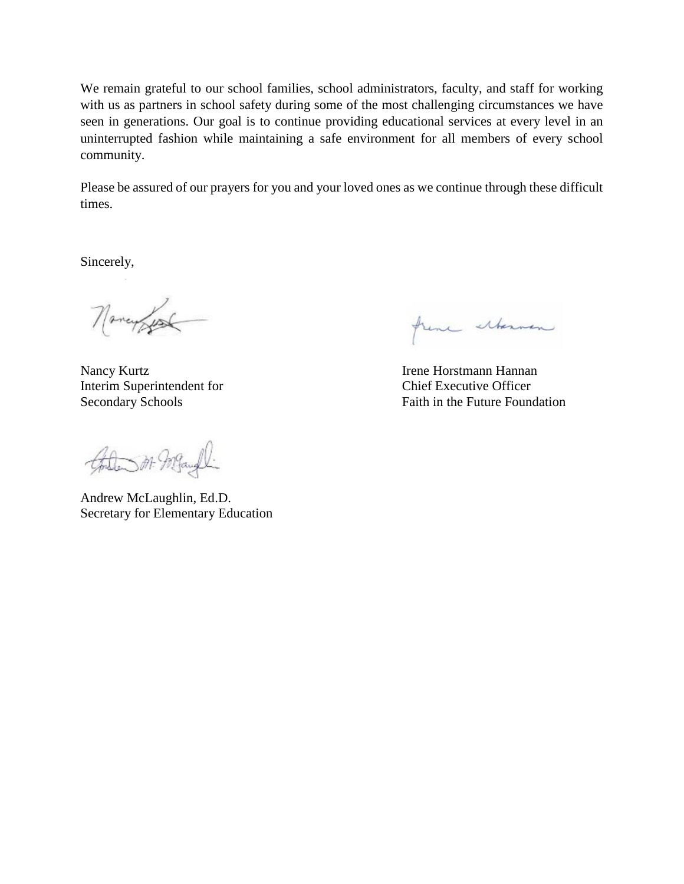We remain grateful to our school families, school administrators, faculty, and staff for working with us as partners in school safety during some of the most challenging circumstances we have seen in generations. Our goal is to continue providing educational services at every level in an uninterrupted fashion while maintaining a safe environment for all members of every school community.

Please be assured of our prayers for you and your loved ones as we continue through these difficult times.

Sincerely,

Nancy Kurtz
Interim Superintendent for
Secondary Schools

Irene Horstmann Hannan
Chief Executive Officer
Faith in the Future Foundation

Andrew McLaughlin, Ed.D.
Secretary for Elementary Education